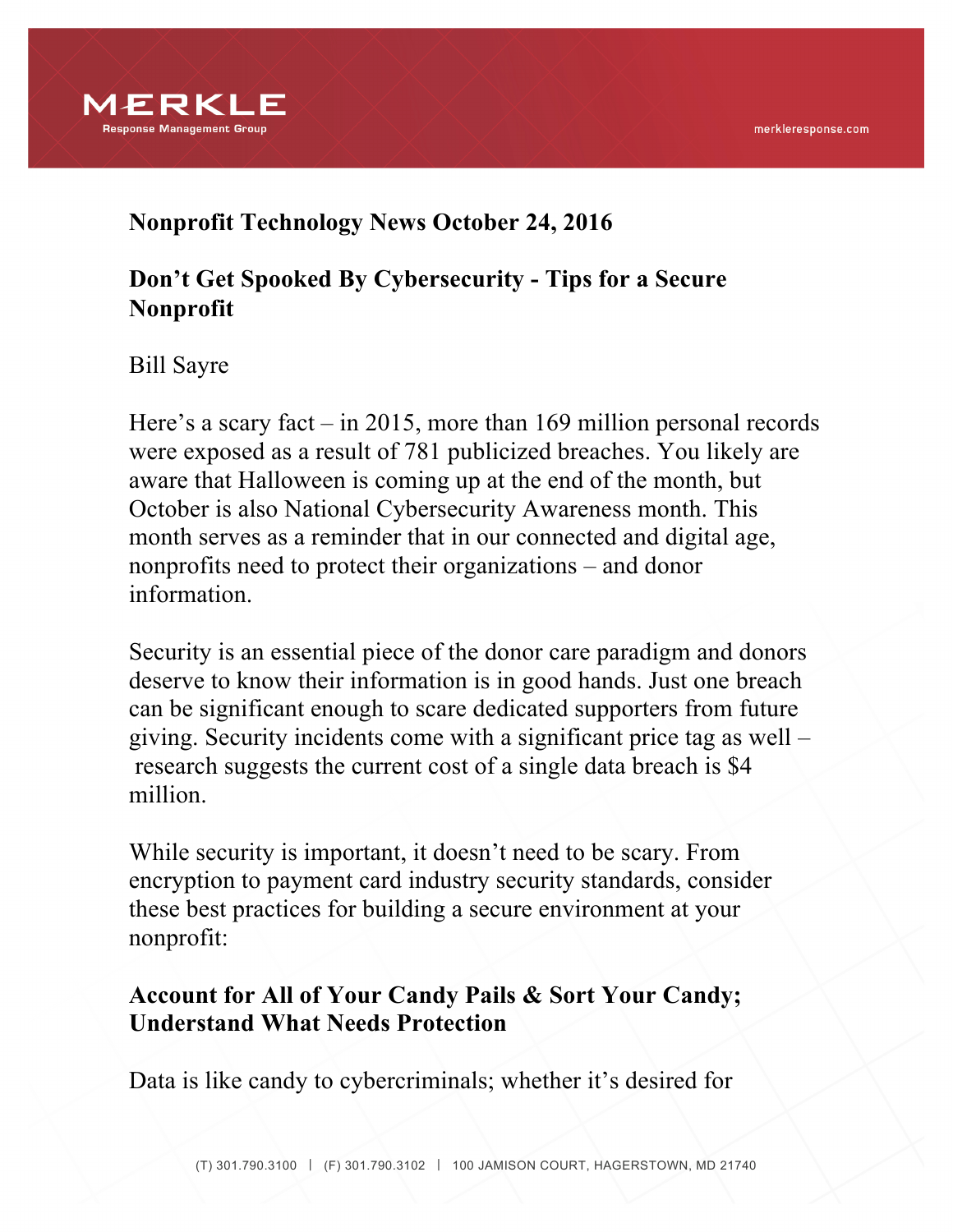**Nonprofit Technology News October 24, 2016**

# Don't Get Spooked By Cybersecurity - Tips for a Secure Nonprofit

Bill Sayre

Here's a scary fact – in 2015, more than 169 million personal records were exposed as a result of 781 publicized breaches. You likely are aware that Halloween is coming up at the end of the month, but October is also National Cybersecurity Awareness month. This month serves as a reminder that in our connected and digital age, nonprofits need to protect their organizations – and donor information.

Security is an essential piece of the donor care paradigm and donors deserve to know their information is in good hands. Just one breach can be significant enough to scare dedicated supporters from future giving. Security incidents come with a significant price tag as well – research suggests the current cost of a single data breach is $4 million.

While security is important, it doesn't need to be scary. From encryption to payment card industry security standards, consider these best practices for building a secure environment at your nonprofit:

## Account for All of Your Candy Pails & Sort Your Candy; Understand What Needs Protection

Data is like candy to cybercriminals; whether it's desired for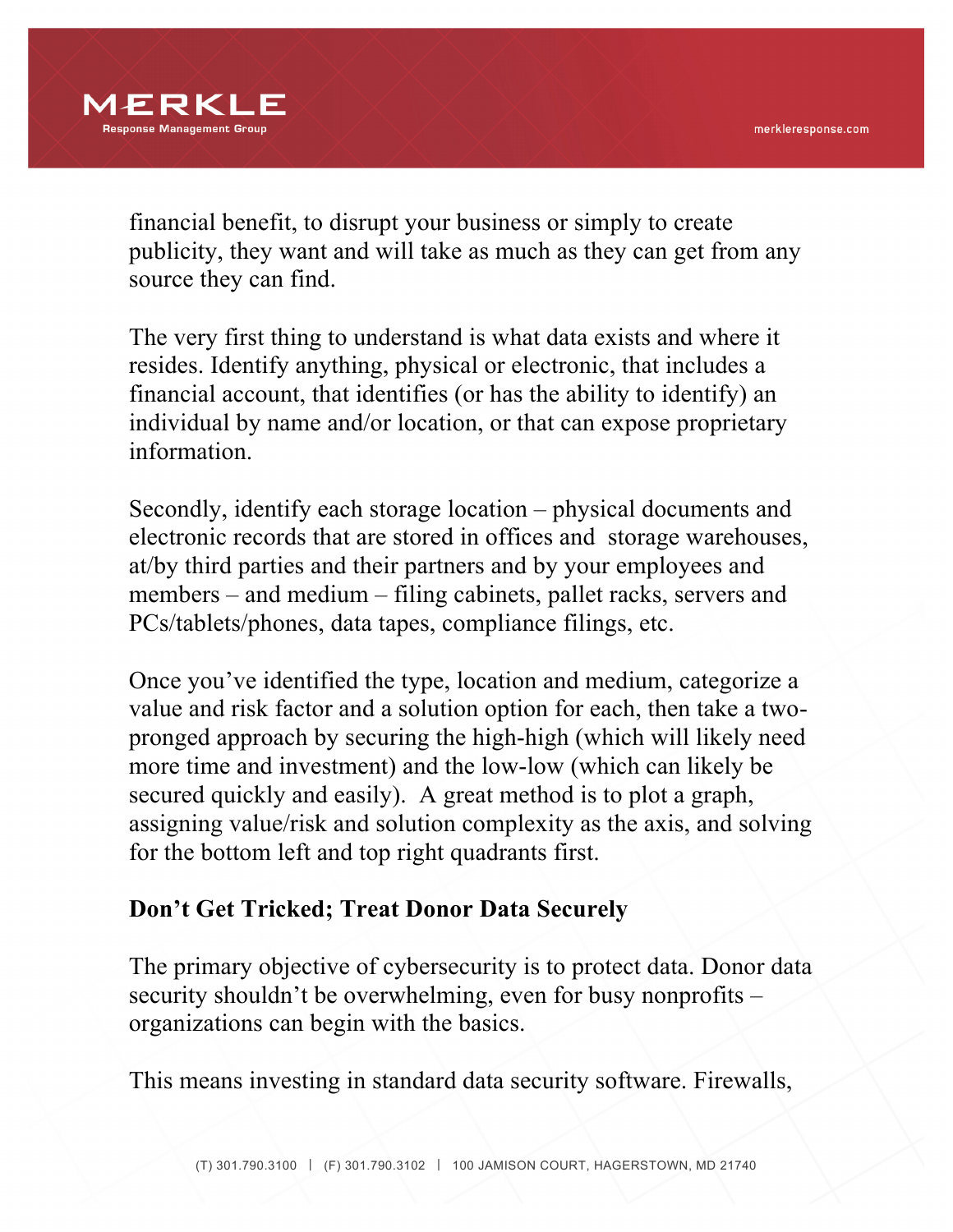financial benefit, to disrupt your business or simply to create publicity, they want and will take as much as they can get from any source they can find.

The very first thing to understand is what data exists and where it resides. Identify anything, physical or electronic, that includes a financial account, that identifies (or has the ability to identify) an individual by name and/or location, or that can expose proprietary information.

Secondly, identify each storage location – physical documents and electronic records that are stored in offices and storage warehouses, at/by third parties and their partners and by your employees and members – and medium – filing cabinets, pallet racks, servers and PCs/tablets/phones, data tapes, compliance filings, etc.

Once you've identified the type, location and medium, categorize a value and risk factor and a solution option for each, then take a two-pronged approach by securing the high-high (which will likely need more time and investment) and the low-low (which can likely be secured quickly and easily). A great method is to plot a graph, assigning value/risk and solution complexity as the axis, and solving for the bottom left and top right quadrants first.

**Don't Get Tricked; Treat Donor Data Securely**

The primary objective of cybersecurity is to protect data. Donor data security shouldn't be overwhelming, even for busy nonprofits – organizations can begin with the basics.

This means investing in standard data security software. Firewalls,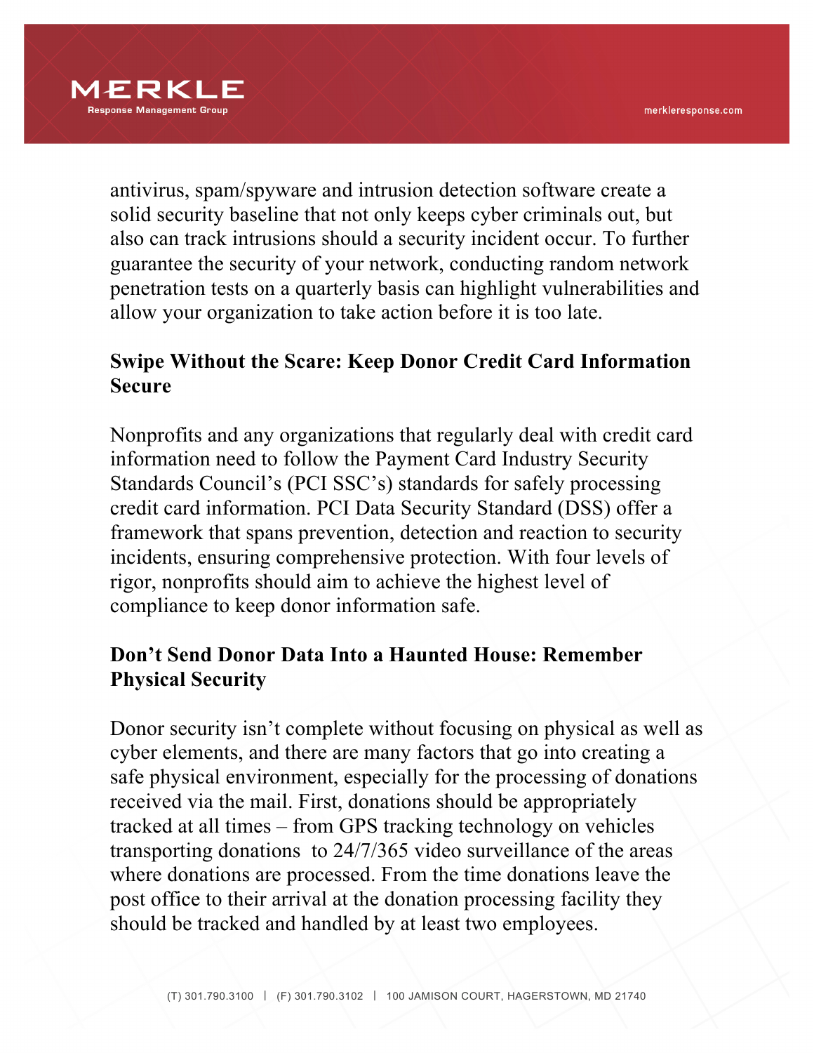antivirus, spam/spyware and intrusion detection software create a solid security baseline that not only keeps cyber criminals out, but also can track intrusions should a security incident occur. To further guarantee the security of your network, conducting random network penetration tests on a quarterly basis can highlight vulnerabilities and allow your organization to take action before it is too late.

## Swipe Without the Scare: Keep Donor Credit Card Information Secure

Nonprofits and any organizations that regularly deal with credit card information need to follow the Payment Card Industry Security Standards Council's (PCI SSC's) standards for safely processing credit card information. PCI Data Security Standard (DSS) offer a framework that spans prevention, detection and reaction to security incidents, ensuring comprehensive protection. With four levels of rigor, nonprofits should aim to achieve the highest level of compliance to keep donor information safe.

## Don't Send Donor Data Into a Haunted House: Remember Physical Security

Donor security isn't complete without focusing on physical as well as cyber elements, and there are many factors that go into creating a safe physical environment, especially for the processing of donations received via the mail. First, donations should be appropriately tracked at all times – from GPS tracking technology on vehicles transporting donations to 24/7/365 video surveillance of the areas where donations are processed. From the time donations leave the post office to their arrival at the donation processing facility they should be tracked and handled by at least two employees.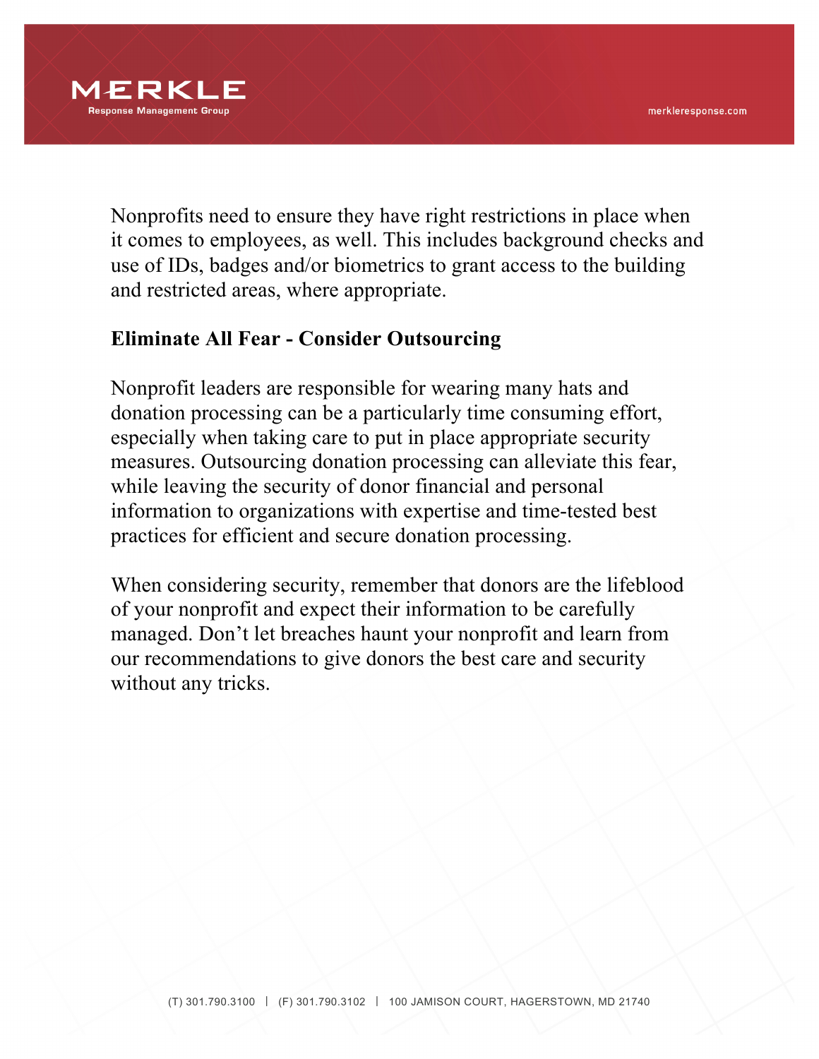Nonprofits need to ensure they have right restrictions in place when it comes to employees, as well. This includes background checks and use of IDs, badges and/or biometrics to grant access to the building and restricted areas, where appropriate.

**Eliminate All Fear - Consider Outsourcing**

Nonprofit leaders are responsible for wearing many hats and donation processing can be a particularly time consuming effort, especially when taking care to put in place appropriate security measures. Outsourcing donation processing can alleviate this fear, while leaving the security of donor financial and personal information to organizations with expertise and time-tested best practices for efficient and secure donation processing.

When considering security, remember that donors are the lifeblood of your nonprofit and expect their information to be carefully managed. Don't let breaches haunt your nonprofit and learn from our recommendations to give donors the best care and security without any tricks.